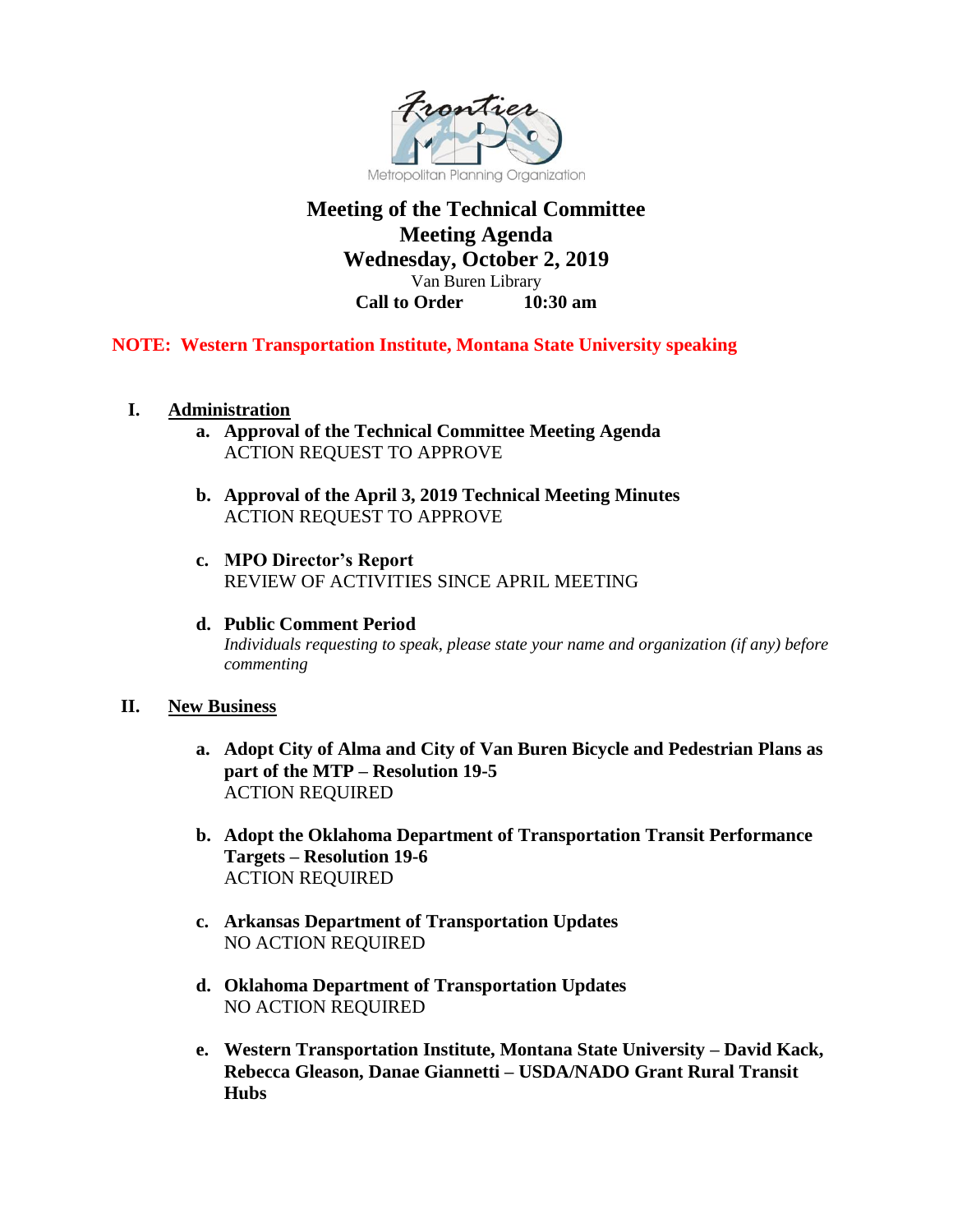Frontier MPO
Metropolitan Planning Organization

# Meeting of the Technical Committee
# Meeting Agenda
# Wednesday, October 2, 2019

Van Buren Library

**Call to Order 10:30 am**

**NOTE: Western Transportation Institute, Montana State University speaking**

**I. Administration**

a. **Approval of the Technical Committee Meeting Agenda**
   ACTION REQUEST TO APPROVE

b. **Approval of the April 3, 2019 Technical Meeting Minutes**
   ACTION REQUEST TO APPROVE

c. **MPO Director's Report**
   REVIEW OF ACTIVITIES SINCE APRIL MEETING

d. **Public Comment Period**
   *Individuals requesting to speak, please state your name and organization (if any) before commenting*

**II. New Business**

a. **Adopt City of Alma and City of Van Buren Bicycle and Pedestrian Plans as part of the MTP – Resolution 19-5**
   ACTION REQUIRED

b. **Adopt the Oklahoma Department of Transportation Transit Performance Targets – Resolution 19-6**
   ACTION REQUIRED

c. **Arkansas Department of Transportation Updates**
   NO ACTION REQUIRED

d. **Oklahoma Department of Transportation Updates**
   NO ACTION REQUIRED

e. **Western Transportation Institute, Montana State University – David Kack, Rebecca Gleason, Danae Giannetti – USDA/NADO Grant Rural Transit Hubs**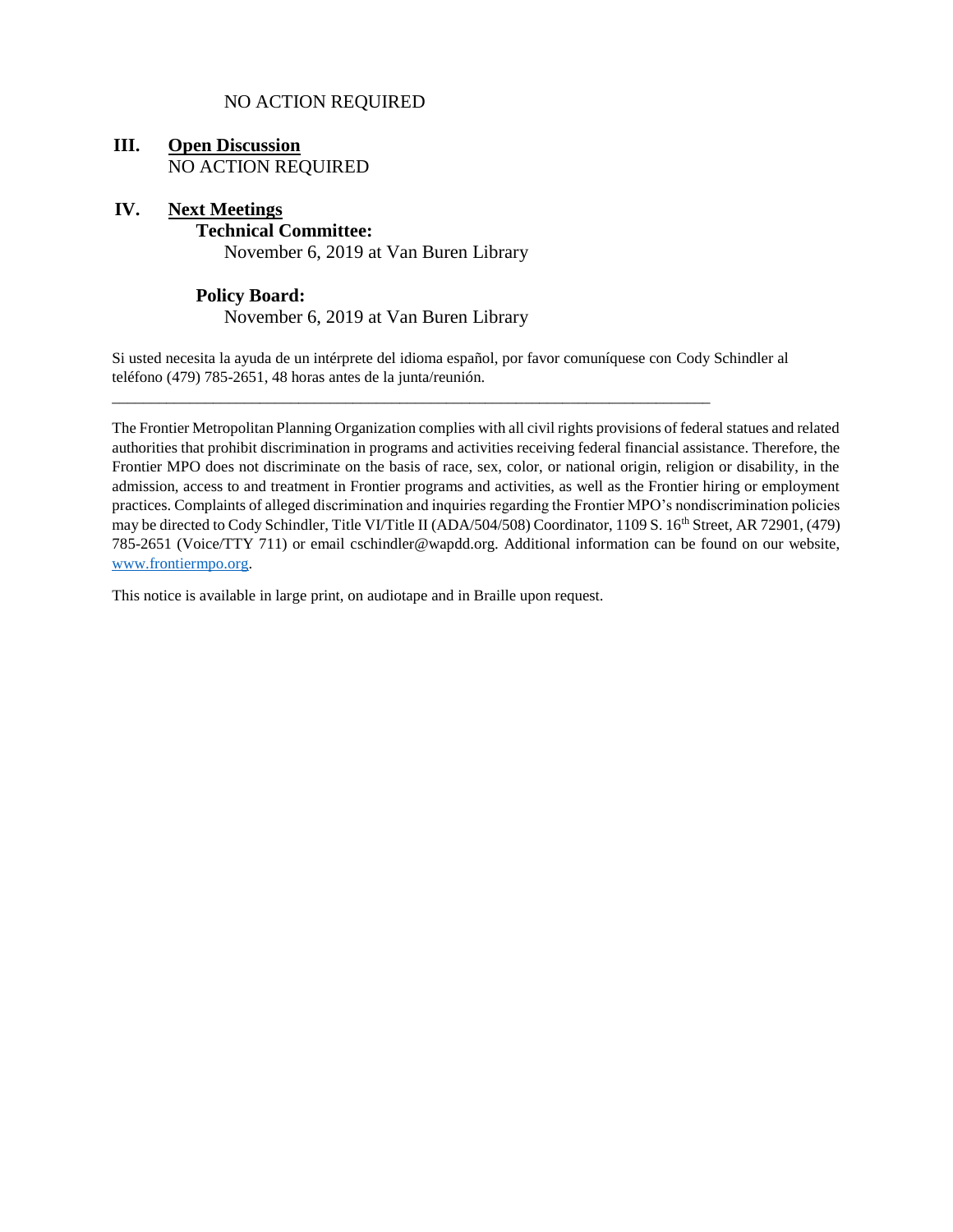NO ACTION REQUIRED

## III. Open Discussion

NO ACTION REQUIRED

## IV. Next Meetings

**Technical Committee:**

November 6, 2019 at Van Buren Library

**Policy Board:**

November 6, 2019 at Van Buren Library

Si usted necesita la ayuda de un intérprete del idioma español, por favor comuníquese con Cody Schindler al teléfono (479) 785-2651, 48 horas antes de la junta/reunión.

---

The Frontier Metropolitan Planning Organization complies with all civil rights provisions of federal statues and related authorities that prohibit discrimination in programs and activities receiving federal financial assistance. Therefore, the Frontier MPO does not discriminate on the basis of race, sex, color, or national origin, religion or disability, in the admission, access to and treatment in Frontier programs and activities, as well as the Frontier hiring or employment practices. Complaints of alleged discrimination and inquiries regarding the Frontier MPO's nondiscrimination policies may be directed to Cody Schindler, Title VI/Title II (ADA/504/508) Coordinator, 1109 S. 16th Street, AR 72901, (479) 785-2651 (Voice/TTY 711) or email cschindler@wapdd.org. Additional information can be found on our website, www.frontiermpo.org.

This notice is available in large print, on audiotape and in Braille upon request.